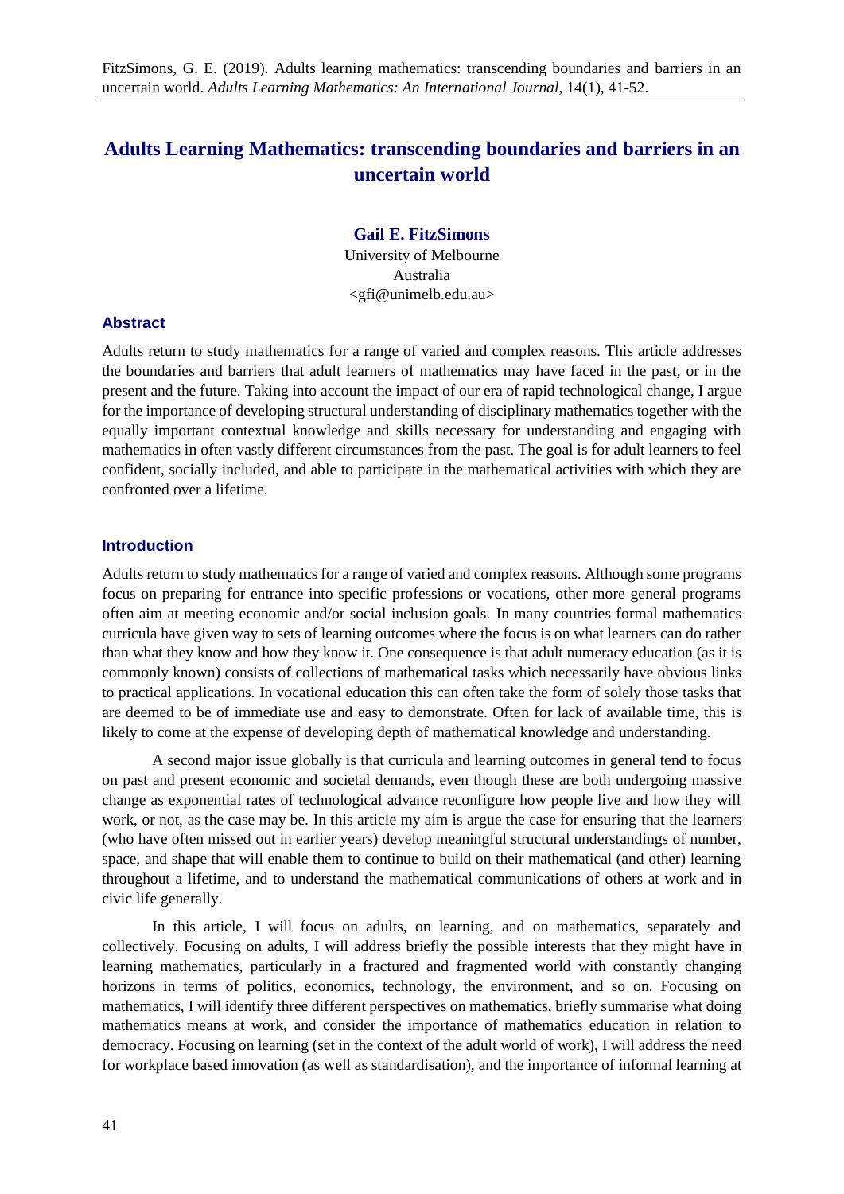FitzSimons, G. E. (2019). Adults learning mathematics: transcending boundaries and barriers in an uncertain world. *Adults Learning Mathematics: An International Journal*, 14(1), 41-52.

# Adults Learning Mathematics: transcending boundaries and barriers in an uncertain world

**Gail E. FitzSimons**
University of Melbourne
Australia
<gfi@unimelb.edu.au>

## Abstract

Adults return to study mathematics for a range of varied and complex reasons. This article addresses the boundaries and barriers that adult learners of mathematics may have faced in the past, or in the present and the future. Taking into account the impact of our era of rapid technological change, I argue for the importance of developing structural understanding of disciplinary mathematics together with the equally important contextual knowledge and skills necessary for understanding and engaging with mathematics in often vastly different circumstances from the past. The goal is for adult learners to feel confident, socially included, and able to participate in the mathematical activities with which they are confronted over a lifetime.

## Introduction

Adults return to study mathematics for a range of varied and complex reasons. Although some programs focus on preparing for entrance into specific professions or vocations, other more general programs often aim at meeting economic and/or social inclusion goals. In many countries formal mathematics curricula have given way to sets of learning outcomes where the focus is on what learners can do rather than what they know and how they know it. One consequence is that adult numeracy education (as it is commonly known) consists of collections of mathematical tasks which necessarily have obvious links to practical applications. In vocational education this can often take the form of solely those tasks that are deemed to be of immediate use and easy to demonstrate. Often for lack of available time, this is likely to come at the expense of developing depth of mathematical knowledge and understanding.

A second major issue globally is that curricula and learning outcomes in general tend to focus on past and present economic and societal demands, even though these are both undergoing massive change as exponential rates of technological advance reconfigure how people live and how they will work, or not, as the case may be. In this article my aim is argue the case for ensuring that the learners (who have often missed out in earlier years) develop meaningful structural understandings of number, space, and shape that will enable them to continue to build on their mathematical (and other) learning throughout a lifetime, and to understand the mathematical communications of others at work and in civic life generally.

In this article, I will focus on adults, on learning, and on mathematics, separately and collectively. Focusing on adults, I will address briefly the possible interests that they might have in learning mathematics, particularly in a fractured and fragmented world with constantly changing horizons in terms of politics, economics, technology, the environment, and so on. Focusing on mathematics, I will identify three different perspectives on mathematics, briefly summarise what doing mathematics means at work, and consider the importance of mathematics education in relation to democracy. Focusing on learning (set in the context of the adult world of work), I will address the need for workplace based innovation (as well as standardisation), and the importance of informal learning at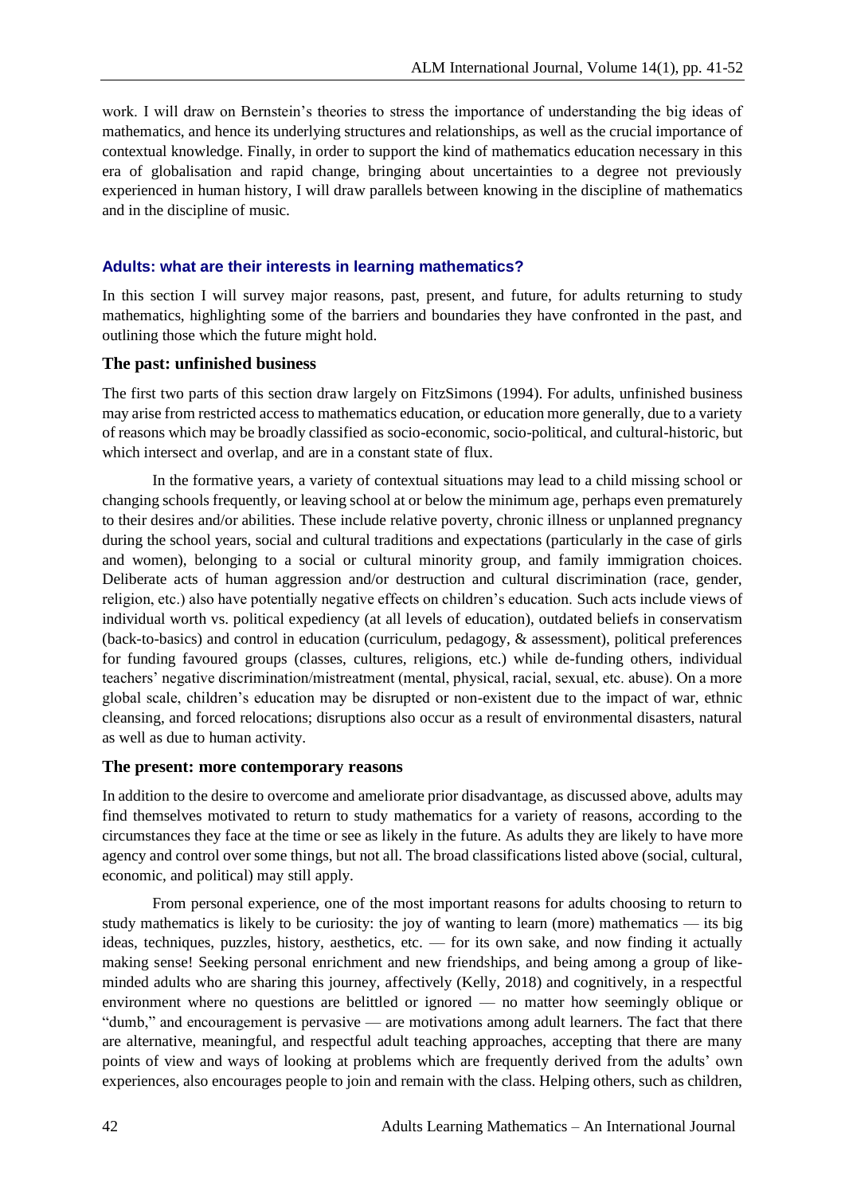work. I will draw on Bernstein's theories to stress the importance of understanding the big ideas of mathematics, and hence its underlying structures and relationships, as well as the crucial importance of contextual knowledge. Finally, in order to support the kind of mathematics education necessary in this era of globalisation and rapid change, bringing about uncertainties to a degree not previously experienced in human history, I will draw parallels between knowing in the discipline of mathematics and in the discipline of music.

## Adults: what are their interests in learning mathematics?

In this section I will survey major reasons, past, present, and future, for adults returning to study mathematics, highlighting some of the barriers and boundaries they have confronted in the past, and outlining those which the future might hold.

### The past: unfinished business

The first two parts of this section draw largely on FitzSimons (1994). For adults, unfinished business may arise from restricted access to mathematics education, or education more generally, due to a variety of reasons which may be broadly classified as socio-economic, socio-political, and cultural-historic, but which intersect and overlap, and are in a constant state of flux.

In the formative years, a variety of contextual situations may lead to a child missing school or changing schools frequently, or leaving school at or below the minimum age, perhaps even prematurely to their desires and/or abilities. These include relative poverty, chronic illness or unplanned pregnancy during the school years, social and cultural traditions and expectations (particularly in the case of girls and women), belonging to a social or cultural minority group, and family immigration choices. Deliberate acts of human aggression and/or destruction and cultural discrimination (race, gender, religion, etc.) also have potentially negative effects on children's education. Such acts include views of individual worth vs. political expediency (at all levels of education), outdated beliefs in conservatism (back-to-basics) and control in education (curriculum, pedagogy, & assessment), political preferences for funding favoured groups (classes, cultures, religions, etc.) while de-funding others, individual teachers' negative discrimination/mistreatment (mental, physical, racial, sexual, etc. abuse). On a more global scale, children's education may be disrupted or non-existent due to the impact of war, ethnic cleansing, and forced relocations; disruptions also occur as a result of environmental disasters, natural as well as due to human activity.

### The present: more contemporary reasons

In addition to the desire to overcome and ameliorate prior disadvantage, as discussed above, adults may find themselves motivated to return to study mathematics for a variety of reasons, according to the circumstances they face at the time or see as likely in the future. As adults they are likely to have more agency and control over some things, but not all. The broad classifications listed above (social, cultural, economic, and political) may still apply.

From personal experience, one of the most important reasons for adults choosing to return to study mathematics is likely to be curiosity: the joy of wanting to learn (more) mathematics — its big ideas, techniques, puzzles, history, aesthetics, etc. — for its own sake, and now finding it actually making sense! Seeking personal enrichment and new friendships, and being among a group of like-minded adults who are sharing this journey, affectively (Kelly, 2018) and cognitively, in a respectful environment where no questions are belittled or ignored — no matter how seemingly oblique or "dumb," and encouragement is pervasive — are motivations among adult learners. The fact that there are alternative, meaningful, and respectful adult teaching approaches, accepting that there are many points of view and ways of looking at problems which are frequently derived from the adults' own experiences, also encourages people to join and remain with the class. Helping others, such as children,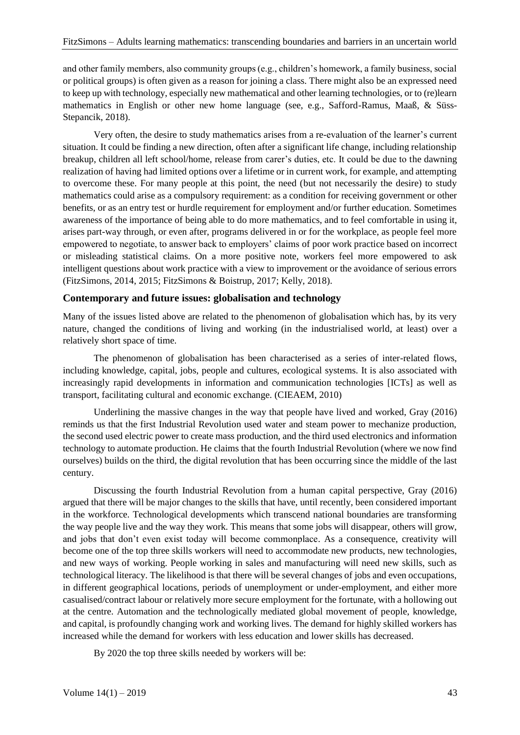and other family members, also community groups (e.g., children's homework, a family business, social or political groups) is often given as a reason for joining a class. There might also be an expressed need to keep up with technology, especially new mathematical and other learning technologies, or to (re)learn mathematics in English or other new home language (see, e.g., Safford-Ramus, Maaß, & Süss-Stepancik, 2018).

Very often, the desire to study mathematics arises from a re-evaluation of the learner's current situation. It could be finding a new direction, often after a significant life change, including relationship breakup, children all left school/home, release from carer's duties, etc. It could be due to the dawning realization of having had limited options over a lifetime or in current work, for example, and attempting to overcome these. For many people at this point, the need (but not necessarily the desire) to study mathematics could arise as a compulsory requirement: as a condition for receiving government or other benefits, or as an entry test or hurdle requirement for employment and/or further education. Sometimes awareness of the importance of being able to do more mathematics, and to feel comfortable in using it, arises part-way through, or even after, programs delivered in or for the workplace, as people feel more empowered to negotiate, to answer back to employers' claims of poor work practice based on incorrect or misleading statistical claims. On a more positive note, workers feel more empowered to ask intelligent questions about work practice with a view to improvement or the avoidance of serious errors (FitzSimons, 2014, 2015; FitzSimons & Boistrup, 2017; Kelly, 2018).

## Contemporary and future issues: globalisation and technology

Many of the issues listed above are related to the phenomenon of globalisation which has, by its very nature, changed the conditions of living and working (in the industrialised world, at least) over a relatively short space of time.

The phenomenon of globalisation has been characterised as a series of inter-related flows, including knowledge, capital, jobs, people and cultures, ecological systems. It is also associated with increasingly rapid developments in information and communication technologies [ICTs] as well as transport, facilitating cultural and economic exchange. (CIEAEM, 2010)

Underlining the massive changes in the way that people have lived and worked, Gray (2016) reminds us that the first Industrial Revolution used water and steam power to mechanize production, the second used electric power to create mass production, and the third used electronics and information technology to automate production. He claims that the fourth Industrial Revolution (where we now find ourselves) builds on the third, the digital revolution that has been occurring since the middle of the last century.

Discussing the fourth Industrial Revolution from a human capital perspective, Gray (2016) argued that there will be major changes to the skills that have, until recently, been considered important in the workforce. Technological developments which transcend national boundaries are transforming the way people live and the way they work. This means that some jobs will disappear, others will grow, and jobs that don't even exist today will become commonplace. As a consequence, creativity will become one of the top three skills workers will need to accommodate new products, new technologies, and new ways of working. People working in sales and manufacturing will need new skills, such as technological literacy. The likelihood is that there will be several changes of jobs and even occupations, in different geographical locations, periods of unemployment or under-employment, and either more casualised/contract labour or relatively more secure employment for the fortunate, with a hollowing out at the centre. Automation and the technologically mediated global movement of people, knowledge, and capital, is profoundly changing work and working lives. The demand for highly skilled workers has increased while the demand for workers with less education and lower skills has decreased.

By 2020 the top three skills needed by workers will be: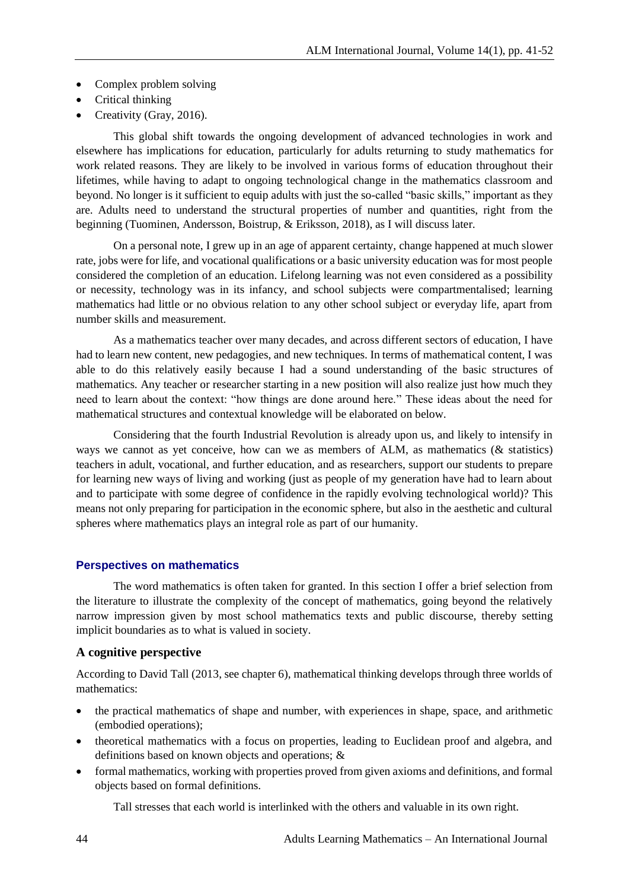- Complex problem solving
- Critical thinking
- Creativity (Gray, 2016).

This global shift towards the ongoing development of advanced technologies in work and elsewhere has implications for education, particularly for adults returning to study mathematics for work related reasons. They are likely to be involved in various forms of education throughout their lifetimes, while having to adapt to ongoing technological change in the mathematics classroom and beyond. No longer is it sufficient to equip adults with just the so-called "basic skills," important as they are. Adults need to understand the structural properties of number and quantities, right from the beginning (Tuominen, Andersson, Boistrup, & Eriksson, 2018), as I will discuss later.

On a personal note, I grew up in an age of apparent certainty, change happened at much slower rate, jobs were for life, and vocational qualifications or a basic university education was for most people considered the completion of an education. Lifelong learning was not even considered as a possibility or necessity, technology was in its infancy, and school subjects were compartmentalised; learning mathematics had little or no obvious relation to any other school subject or everyday life, apart from number skills and measurement.

As a mathematics teacher over many decades, and across different sectors of education, I have had to learn new content, new pedagogies, and new techniques. In terms of mathematical content, I was able to do this relatively easily because I had a sound understanding of the basic structures of mathematics. Any teacher or researcher starting in a new position will also realize just how much they need to learn about the context: "how things are done around here." These ideas about the need for mathematical structures and contextual knowledge will be elaborated on below.

Considering that the fourth Industrial Revolution is already upon us, and likely to intensify in ways we cannot as yet conceive, how can we as members of ALM, as mathematics (& statistics) teachers in adult, vocational, and further education, and as researchers, support our students to prepare for learning new ways of living and working (just as people of my generation have had to learn about and to participate with some degree of confidence in the rapidly evolving technological world)? This means not only preparing for participation in the economic sphere, but also in the aesthetic and cultural spheres where mathematics plays an integral role as part of our humanity.

## Perspectives on mathematics

The word mathematics is often taken for granted. In this section I offer a brief selection from the literature to illustrate the complexity of the concept of mathematics, going beyond the relatively narrow impression given by most school mathematics texts and public discourse, thereby setting implicit boundaries as to what is valued in society.

### A cognitive perspective

According to David Tall (2013, see chapter 6), mathematical thinking develops through three worlds of mathematics:

- the practical mathematics of shape and number, with experiences in shape, space, and arithmetic (embodied operations);
- theoretical mathematics with a focus on properties, leading to Euclidean proof and algebra, and definitions based on known objects and operations; &
- formal mathematics, working with properties proved from given axioms and definitions, and formal objects based on formal definitions.

Tall stresses that each world is interlinked with the others and valuable in its own right.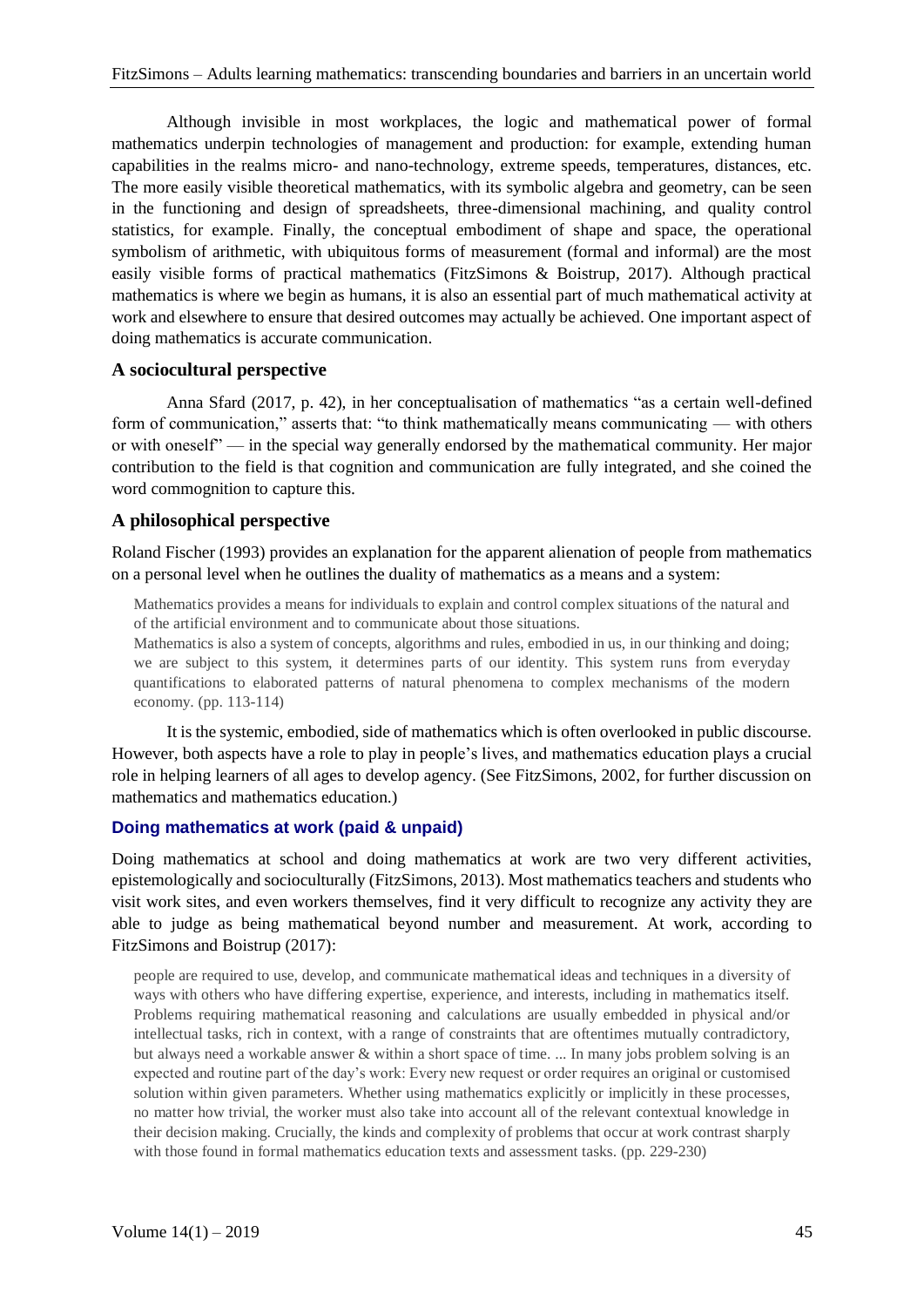Although invisible in most workplaces, the logic and mathematical power of formal mathematics underpin technologies of management and production: for example, extending human capabilities in the realms micro- and nano-technology, extreme speeds, temperatures, distances, etc. The more easily visible theoretical mathematics, with its symbolic algebra and geometry, can be seen in the functioning and design of spreadsheets, three-dimensional machining, and quality control statistics, for example. Finally, the conceptual embodiment of shape and space, the operational symbolism of arithmetic, with ubiquitous forms of measurement (formal and informal) are the most easily visible forms of practical mathematics (FitzSimons & Boistrup, 2017). Although practical mathematics is where we begin as humans, it is also an essential part of much mathematical activity at work and elsewhere to ensure that desired outcomes may actually be achieved. One important aspect of doing mathematics is accurate communication.

### A sociocultural perspective

Anna Sfard (2017, p. 42), in her conceptualisation of mathematics "as a certain well-defined form of communication," asserts that: "to think mathematically means communicating — with others or with oneself" — in the special way generally endorsed by the mathematical community. Her major contribution to the field is that cognition and communication are fully integrated, and she coined the word commognition to capture this.

### A philosophical perspective

Roland Fischer (1993) provides an explanation for the apparent alienation of people from mathematics on a personal level when he outlines the duality of mathematics as a means and a system:

> Mathematics provides a means for individuals to explain and control complex situations of the natural and of the artificial environment and to communicate about those situations.
>
> Mathematics is also a system of concepts, algorithms and rules, embodied in us, in our thinking and doing; we are subject to this system, it determines parts of our identity. This system runs from everyday quantifications to elaborated patterns of natural phenomena to complex mechanisms of the modern economy. (pp. 113-114)

It is the systemic, embodied, side of mathematics which is often overlooked in public discourse. However, both aspects have a role to play in people's lives, and mathematics education plays a crucial role in helping learners of all ages to develop agency. (See FitzSimons, 2002, for further discussion on mathematics and mathematics education.)

## Doing mathematics at work (paid & unpaid)

Doing mathematics at school and doing mathematics at work are two very different activities, epistemologically and socioculturally (FitzSimons, 2013). Most mathematics teachers and students who visit work sites, and even workers themselves, find it very difficult to recognize any activity they are able to judge as being mathematical beyond number and measurement. At work, according to FitzSimons and Boistrup (2017):

> people are required to use, develop, and communicate mathematical ideas and techniques in a diversity of ways with others who have differing expertise, experience, and interests, including in mathematics itself. Problems requiring mathematical reasoning and calculations are usually embedded in physical and/or intellectual tasks, rich in context, with a range of constraints that are oftentimes mutually contradictory, but always need a workable answer & within a short space of time. ... In many jobs problem solving is an expected and routine part of the day's work: Every new request or order requires an original or customised solution within given parameters. Whether using mathematics explicitly or implicitly in these processes, no matter how trivial, the worker must also take into account all of the relevant contextual knowledge in their decision making. Crucially, the kinds and complexity of problems that occur at work contrast sharply with those found in formal mathematics education texts and assessment tasks. (pp. 229-230)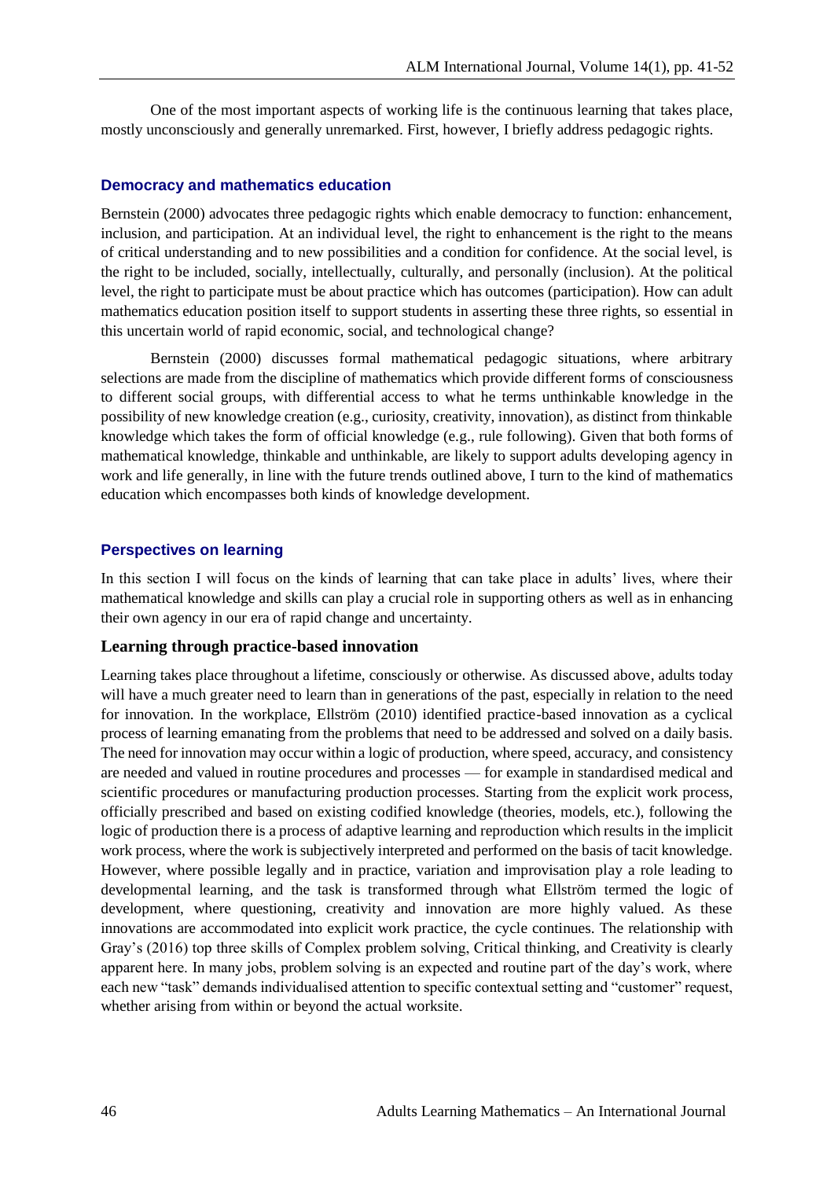One of the most important aspects of working life is the continuous learning that takes place, mostly unconsciously and generally unremarked. First, however, I briefly address pedagogic rights.

## Democracy and mathematics education

Bernstein (2000) advocates three pedagogic rights which enable democracy to function: enhancement, inclusion, and participation. At an individual level, the right to enhancement is the right to the means of critical understanding and to new possibilities and a condition for confidence. At the social level, is the right to be included, socially, intellectually, culturally, and personally (inclusion). At the political level, the right to participate must be about practice which has outcomes (participation). How can adult mathematics education position itself to support students in asserting these three rights, so essential in this uncertain world of rapid economic, social, and technological change?

Bernstein (2000) discusses formal mathematical pedagogic situations, where arbitrary selections are made from the discipline of mathematics which provide different forms of consciousness to different social groups, with differential access to what he terms unthinkable knowledge in the possibility of new knowledge creation (e.g., curiosity, creativity, innovation), as distinct from thinkable knowledge which takes the form of official knowledge (e.g., rule following). Given that both forms of mathematical knowledge, thinkable and unthinkable, are likely to support adults developing agency in work and life generally, in line with the future trends outlined above, I turn to the kind of mathematics education which encompasses both kinds of knowledge development.

## Perspectives on learning

In this section I will focus on the kinds of learning that can take place in adults' lives, where their mathematical knowledge and skills can play a crucial role in supporting others as well as in enhancing their own agency in our era of rapid change and uncertainty.

### Learning through practice-based innovation

Learning takes place throughout a lifetime, consciously or otherwise. As discussed above, adults today will have a much greater need to learn than in generations of the past, especially in relation to the need for innovation. In the workplace, Ellström (2010) identified practice-based innovation as a cyclical process of learning emanating from the problems that need to be addressed and solved on a daily basis. The need for innovation may occur within a logic of production, where speed, accuracy, and consistency are needed and valued in routine procedures and processes — for example in standardised medical and scientific procedures or manufacturing production processes. Starting from the explicit work process, officially prescribed and based on existing codified knowledge (theories, models, etc.), following the logic of production there is a process of adaptive learning and reproduction which results in the implicit work process, where the work is subjectively interpreted and performed on the basis of tacit knowledge. However, where possible legally and in practice, variation and improvisation play a role leading to developmental learning, and the task is transformed through what Ellström termed the logic of development, where questioning, creativity and innovation are more highly valued. As these innovations are accommodated into explicit work practice, the cycle continues. The relationship with Gray's (2016) top three skills of Complex problem solving, Critical thinking, and Creativity is clearly apparent here. In many jobs, problem solving is an expected and routine part of the day's work, where each new "task" demands individualised attention to specific contextual setting and "customer" request, whether arising from within or beyond the actual worksite.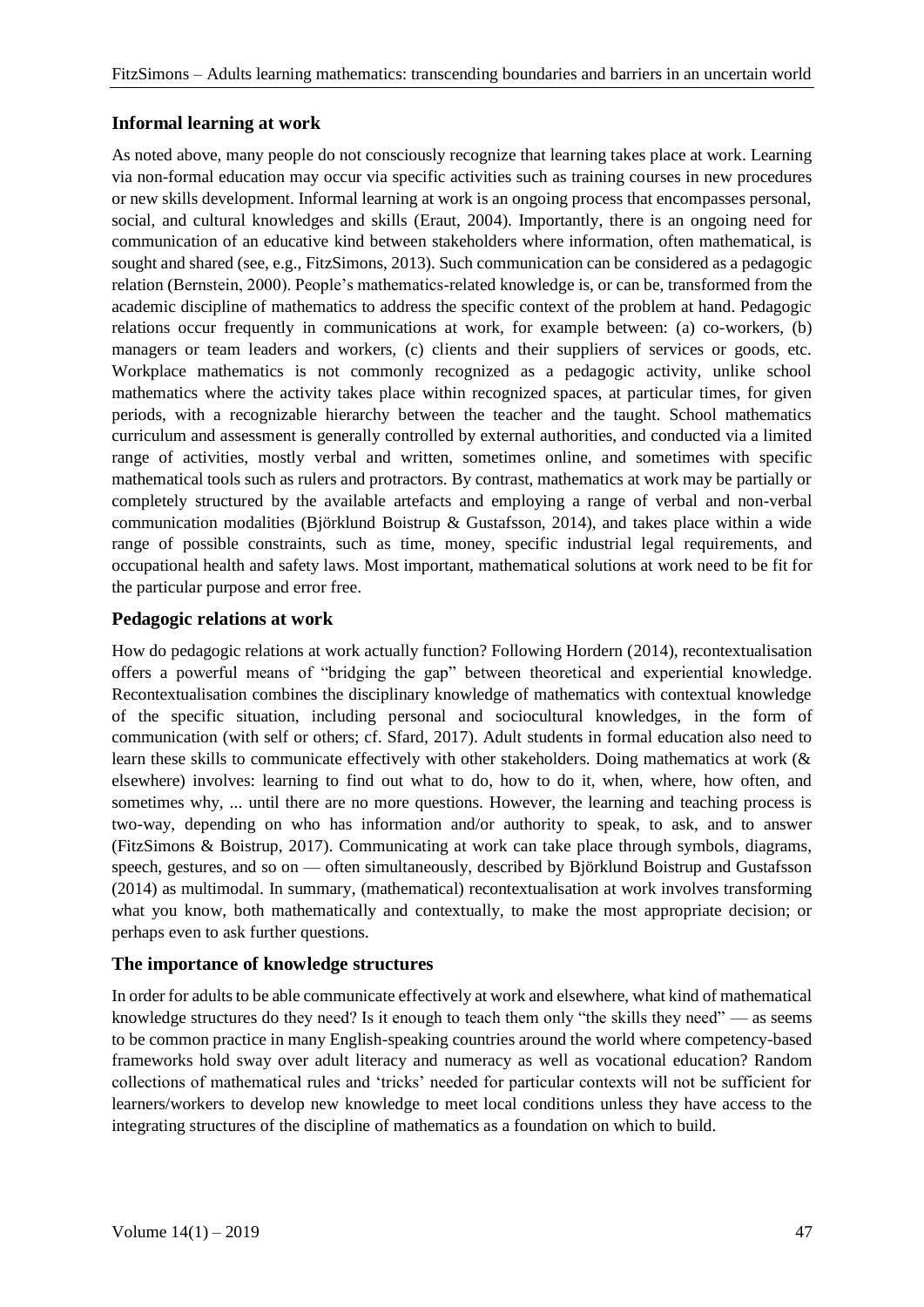## Informal learning at work

As noted above, many people do not consciously recognize that learning takes place at work. Learning via non-formal education may occur via specific activities such as training courses in new procedures or new skills development. Informal learning at work is an ongoing process that encompasses personal, social, and cultural knowledges and skills (Eraut, 2004). Importantly, there is an ongoing need for communication of an educative kind between stakeholders where information, often mathematical, is sought and shared (see, e.g., FitzSimons, 2013). Such communication can be considered as a pedagogic relation (Bernstein, 2000). People's mathematics-related knowledge is, or can be, transformed from the academic discipline of mathematics to address the specific context of the problem at hand. Pedagogic relations occur frequently in communications at work, for example between: (a) co-workers, (b) managers or team leaders and workers, (c) clients and their suppliers of services or goods, etc. Workplace mathematics is not commonly recognized as a pedagogic activity, unlike school mathematics where the activity takes place within recognized spaces, at particular times, for given periods, with a recognizable hierarchy between the teacher and the taught. School mathematics curriculum and assessment is generally controlled by external authorities, and conducted via a limited range of activities, mostly verbal and written, sometimes online, and sometimes with specific mathematical tools such as rulers and protractors. By contrast, mathematics at work may be partially or completely structured by the available artefacts and employing a range of verbal and non-verbal communication modalities (Björklund Boistrup & Gustafsson, 2014), and takes place within a wide range of possible constraints, such as time, money, specific industrial legal requirements, and occupational health and safety laws. Most important, mathematical solutions at work need to be fit for the particular purpose and error free.

## Pedagogic relations at work

How do pedagogic relations at work actually function? Following Hordern (2014), recontextualisation offers a powerful means of "bridging the gap" between theoretical and experiential knowledge. Recontextualisation combines the disciplinary knowledge of mathematics with contextual knowledge of the specific situation, including personal and sociocultural knowledges, in the form of communication (with self or others; cf. Sfard, 2017). Adult students in formal education also need to learn these skills to communicate effectively with other stakeholders. Doing mathematics at work (& elsewhere) involves: learning to find out what to do, how to do it, when, where, how often, and sometimes why, ... until there are no more questions. However, the learning and teaching process is two-way, depending on who has information and/or authority to speak, to ask, and to answer (FitzSimons & Boistrup, 2017). Communicating at work can take place through symbols, diagrams, speech, gestures, and so on — often simultaneously, described by Björklund Boistrup and Gustafsson (2014) as multimodal. In summary, (mathematical) recontextualisation at work involves transforming what you know, both mathematically and contextually, to make the most appropriate decision; or perhaps even to ask further questions.

## The importance of knowledge structures

In order for adults to be able communicate effectively at work and elsewhere, what kind of mathematical knowledge structures do they need? Is it enough to teach them only "the skills they need" — as seems to be common practice in many English-speaking countries around the world where competency-based frameworks hold sway over adult literacy and numeracy as well as vocational education? Random collections of mathematical rules and 'tricks' needed for particular contexts will not be sufficient for learners/workers to develop new knowledge to meet local conditions unless they have access to the integrating structures of the discipline of mathematics as a foundation on which to build.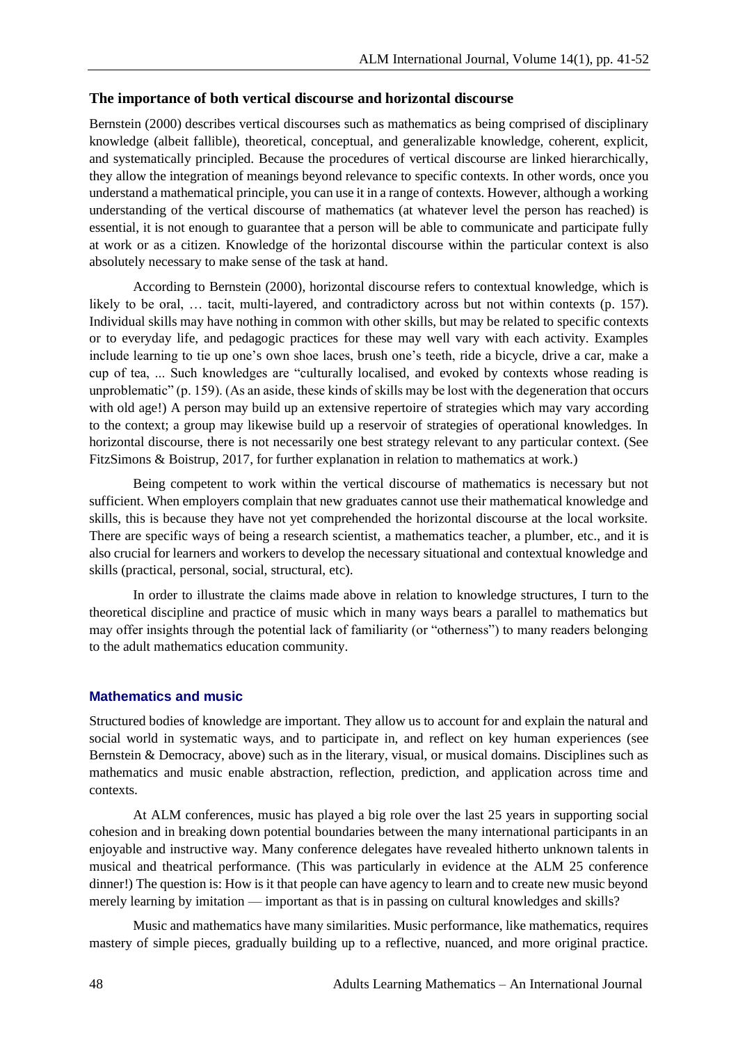### The importance of both vertical discourse and horizontal discourse

Bernstein (2000) describes vertical discourses such as mathematics as being comprised of disciplinary knowledge (albeit fallible), theoretical, conceptual, and generalizable knowledge, coherent, explicit, and systematically principled. Because the procedures of vertical discourse are linked hierarchically, they allow the integration of meanings beyond relevance to specific contexts. In other words, once you understand a mathematical principle, you can use it in a range of contexts. However, although a working understanding of the vertical discourse of mathematics (at whatever level the person has reached) is essential, it is not enough to guarantee that a person will be able to communicate and participate fully at work or as a citizen. Knowledge of the horizontal discourse within the particular context is also absolutely necessary to make sense of the task at hand.

According to Bernstein (2000), horizontal discourse refers to contextual knowledge, which is likely to be oral, … tacit, multi-layered, and contradictory across but not within contexts (p. 157). Individual skills may have nothing in common with other skills, but may be related to specific contexts or to everyday life, and pedagogic practices for these may well vary with each activity. Examples include learning to tie up one's own shoe laces, brush one's teeth, ride a bicycle, drive a car, make a cup of tea, ... Such knowledges are "culturally localised, and evoked by contexts whose reading is unproblematic" (p. 159). (As an aside, these kinds of skills may be lost with the degeneration that occurs with old age!) A person may build up an extensive repertoire of strategies which may vary according to the context; a group may likewise build up a reservoir of strategies of operational knowledges. In horizontal discourse, there is not necessarily one best strategy relevant to any particular context. (See FitzSimons & Boistrup, 2017, for further explanation in relation to mathematics at work.)

Being competent to work within the vertical discourse of mathematics is necessary but not sufficient. When employers complain that new graduates cannot use their mathematical knowledge and skills, this is because they have not yet comprehended the horizontal discourse at the local worksite. There are specific ways of being a research scientist, a mathematics teacher, a plumber, etc., and it is also crucial for learners and workers to develop the necessary situational and contextual knowledge and skills (practical, personal, social, structural, etc).

In order to illustrate the claims made above in relation to knowledge structures, I turn to the theoretical discipline and practice of music which in many ways bears a parallel to mathematics but may offer insights through the potential lack of familiarity (or "otherness") to many readers belonging to the adult mathematics education community.

## Mathematics and music

Structured bodies of knowledge are important. They allow us to account for and explain the natural and social world in systematic ways, and to participate in, and reflect on key human experiences (see Bernstein & Democracy, above) such as in the literary, visual, or musical domains. Disciplines such as mathematics and music enable abstraction, reflection, prediction, and application across time and contexts.

At ALM conferences, music has played a big role over the last 25 years in supporting social cohesion and in breaking down potential boundaries between the many international participants in an enjoyable and instructive way. Many conference delegates have revealed hitherto unknown talents in musical and theatrical performance. (This was particularly in evidence at the ALM 25 conference dinner!) The question is: How is it that people can have agency to learn and to create new music beyond merely learning by imitation — important as that is in passing on cultural knowledges and skills?

Music and mathematics have many similarities. Music performance, like mathematics, requires mastery of simple pieces, gradually building up to a reflective, nuanced, and more original practice.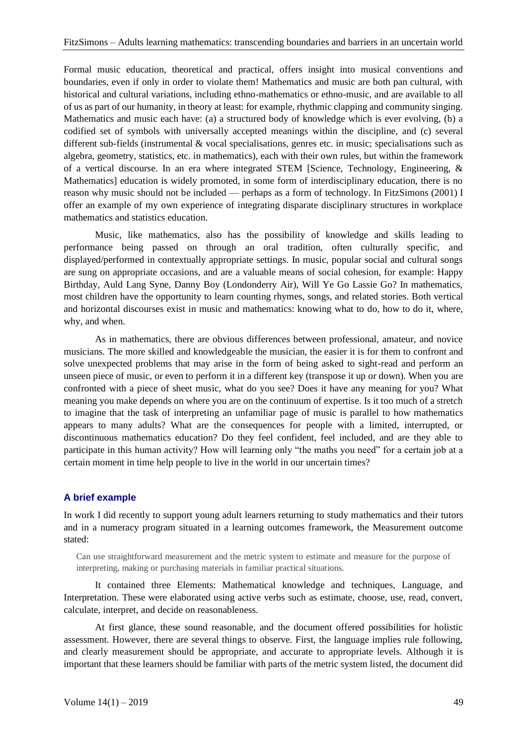Formal music education, theoretical and practical, offers insight into musical conventions and boundaries, even if only in order to violate them! Mathematics and music are both pan cultural, with historical and cultural variations, including ethno-mathematics or ethno-music, and are available to all of us as part of our humanity, in theory at least: for example, rhythmic clapping and community singing. Mathematics and music each have: (a) a structured body of knowledge which is ever evolving, (b) a codified set of symbols with universally accepted meanings within the discipline, and (c) several different sub-fields (instrumental & vocal specialisations, genres etc. in music; specialisations such as algebra, geometry, statistics, etc. in mathematics), each with their own rules, but within the framework of a vertical discourse. In an era where integrated STEM [Science, Technology, Engineering, & Mathematics] education is widely promoted, in some form of interdisciplinary education, there is no reason why music should not be included — perhaps as a form of technology. In FitzSimons (2001) I offer an example of my own experience of integrating disparate disciplinary structures in workplace mathematics and statistics education.

Music, like mathematics, also has the possibility of knowledge and skills leading to performance being passed on through an oral tradition, often culturally specific, and displayed/performed in contextually appropriate settings. In music, popular social and cultural songs are sung on appropriate occasions, and are a valuable means of social cohesion, for example: Happy Birthday, Auld Lang Syne, Danny Boy (Londonderry Air), Will Ye Go Lassie Go? In mathematics, most children have the opportunity to learn counting rhymes, songs, and related stories. Both vertical and horizontal discourses exist in music and mathematics: knowing what to do, how to do it, where, why, and when.

As in mathematics, there are obvious differences between professional, amateur, and novice musicians. The more skilled and knowledgeable the musician, the easier it is for them to confront and solve unexpected problems that may arise in the form of being asked to sight-read and perform an unseen piece of music, or even to perform it in a different key (transpose it up or down). When you are confronted with a piece of sheet music, what do you see? Does it have any meaning for you? What meaning you make depends on where you are on the continuum of expertise. Is it too much of a stretch to imagine that the task of interpreting an unfamiliar page of music is parallel to how mathematics appears to many adults? What are the consequences for people with a limited, interrupted, or discontinuous mathematics education? Do they feel confident, feel included, and are they able to participate in this human activity? How will learning only "the maths you need" for a certain job at a certain moment in time help people to live in the world in our uncertain times?

## A brief example

In work I did recently to support young adult learners returning to study mathematics and their tutors and in a numeracy program situated in a learning outcomes framework, the Measurement outcome stated:

> Can use straightforward measurement and the metric system to estimate and measure for the purpose of interpreting, making or purchasing materials in familiar practical situations.

It contained three Elements: Mathematical knowledge and techniques, Language, and Interpretation. These were elaborated using active verbs such as estimate, choose, use, read, convert, calculate, interpret, and decide on reasonableness.

At first glance, these sound reasonable, and the document offered possibilities for holistic assessment. However, there are several things to observe. First, the language implies rule following, and clearly measurement should be appropriate, and accurate to appropriate levels. Although it is important that these learners should be familiar with parts of the metric system listed, the document did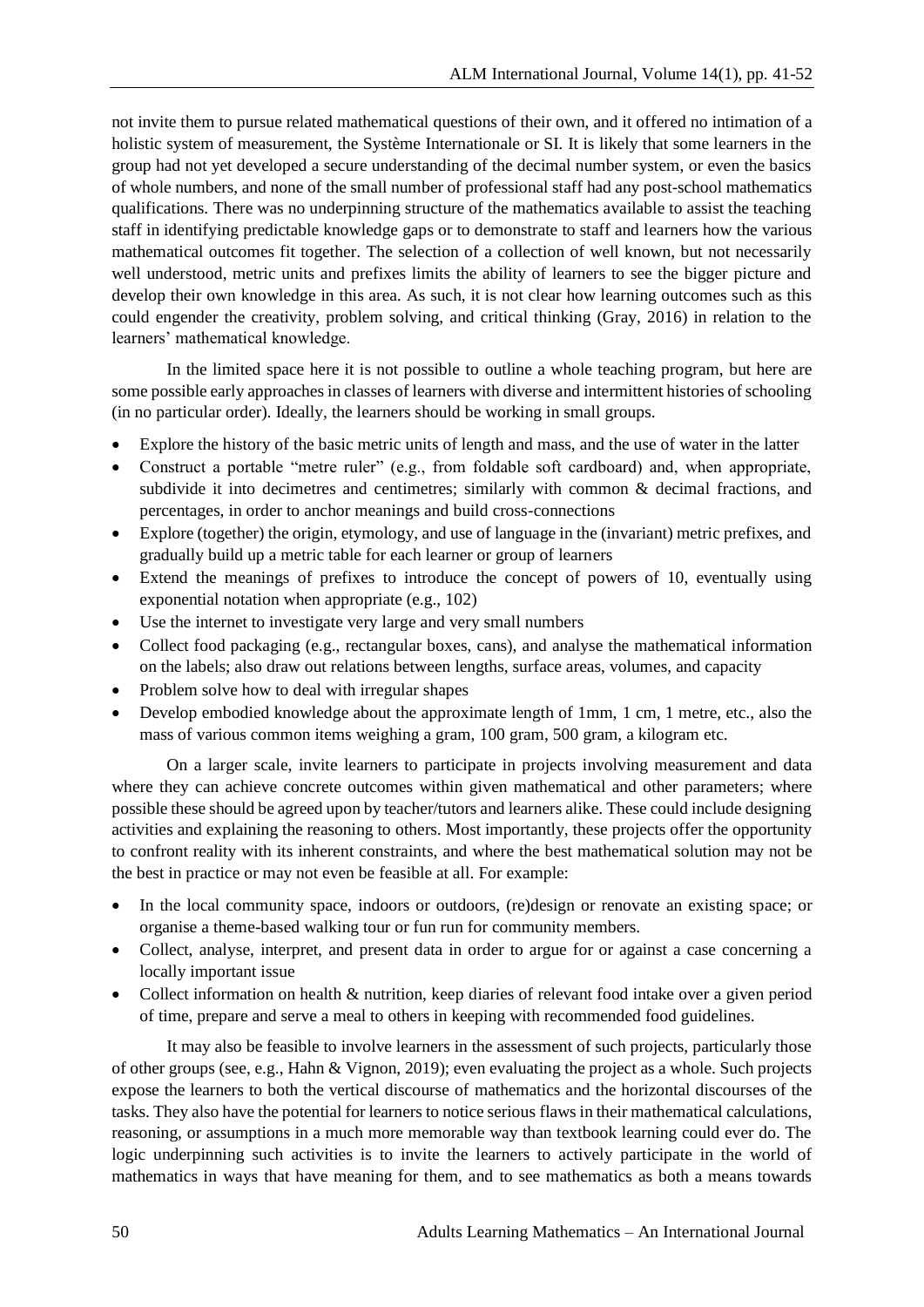not invite them to pursue related mathematical questions of their own, and it offered no intimation of a holistic system of measurement, the Système Internationale or SI. It is likely that some learners in the group had not yet developed a secure understanding of the decimal number system, or even the basics of whole numbers, and none of the small number of professional staff had any post-school mathematics qualifications. There was no underpinning structure of the mathematics available to assist the teaching staff in identifying predictable knowledge gaps or to demonstrate to staff and learners how the various mathematical outcomes fit together. The selection of a collection of well known, but not necessarily well understood, metric units and prefixes limits the ability of learners to see the bigger picture and develop their own knowledge in this area. As such, it is not clear how learning outcomes such as this could engender the creativity, problem solving, and critical thinking (Gray, 2016) in relation to the learners' mathematical knowledge.

In the limited space here it is not possible to outline a whole teaching program, but here are some possible early approaches in classes of learners with diverse and intermittent histories of schooling (in no particular order). Ideally, the learners should be working in small groups.

- Explore the history of the basic metric units of length and mass, and the use of water in the latter
- Construct a portable "metre ruler" (e.g., from foldable soft cardboard) and, when appropriate, subdivide it into decimetres and centimetres; similarly with common & decimal fractions, and percentages, in order to anchor meanings and build cross-connections
- Explore (together) the origin, etymology, and use of language in the (invariant) metric prefixes, and gradually build up a metric table for each learner or group of learners
- Extend the meanings of prefixes to introduce the concept of powers of 10, eventually using exponential notation when appropriate (e.g., 102)
- Use the internet to investigate very large and very small numbers
- Collect food packaging (e.g., rectangular boxes, cans), and analyse the mathematical information on the labels; also draw out relations between lengths, surface areas, volumes, and capacity
- Problem solve how to deal with irregular shapes
- Develop embodied knowledge about the approximate length of 1mm, 1 cm, 1 metre, etc., also the mass of various common items weighing a gram, 100 gram, 500 gram, a kilogram etc.

On a larger scale, invite learners to participate in projects involving measurement and data where they can achieve concrete outcomes within given mathematical and other parameters; where possible these should be agreed upon by teacher/tutors and learners alike. These could include designing activities and explaining the reasoning to others. Most importantly, these projects offer the opportunity to confront reality with its inherent constraints, and where the best mathematical solution may not be the best in practice or may not even be feasible at all. For example:

- In the local community space, indoors or outdoors, (re)design or renovate an existing space; or organise a theme-based walking tour or fun run for community members.
- Collect, analyse, interpret, and present data in order to argue for or against a case concerning a locally important issue
- Collect information on health & nutrition, keep diaries of relevant food intake over a given period of time, prepare and serve a meal to others in keeping with recommended food guidelines.

It may also be feasible to involve learners in the assessment of such projects, particularly those of other groups (see, e.g., Hahn & Vignon, 2019); even evaluating the project as a whole. Such projects expose the learners to both the vertical discourse of mathematics and the horizontal discourses of the tasks. They also have the potential for learners to notice serious flaws in their mathematical calculations, reasoning, or assumptions in a much more memorable way than textbook learning could ever do. The logic underpinning such activities is to invite the learners to actively participate in the world of mathematics in ways that have meaning for them, and to see mathematics as both a means towards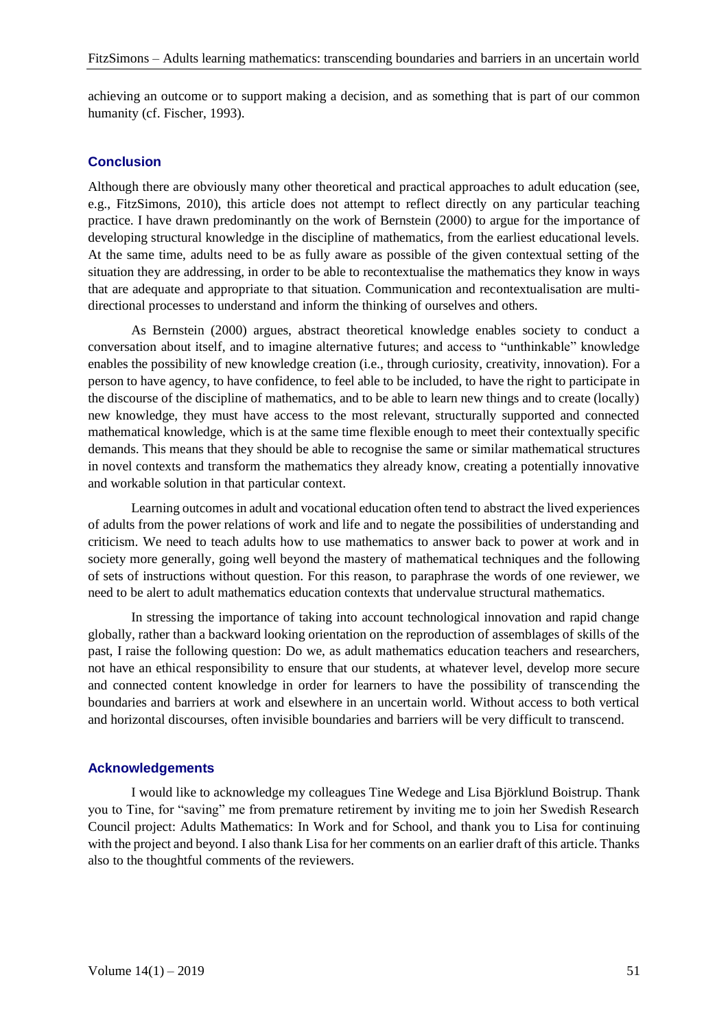achieving an outcome or to support making a decision, and as something that is part of our common humanity (cf. Fischer, 1993).

## Conclusion

Although there are obviously many other theoretical and practical approaches to adult education (see, e.g., FitzSimons, 2010), this article does not attempt to reflect directly on any particular teaching practice. I have drawn predominantly on the work of Bernstein (2000) to argue for the importance of developing structural knowledge in the discipline of mathematics, from the earliest educational levels. At the same time, adults need to be as fully aware as possible of the given contextual setting of the situation they are addressing, in order to be able to recontextualise the mathematics they know in ways that are adequate and appropriate to that situation. Communication and recontextualisation are multi-directional processes to understand and inform the thinking of ourselves and others.

As Bernstein (2000) argues, abstract theoretical knowledge enables society to conduct a conversation about itself, and to imagine alternative futures; and access to "unthinkable" knowledge enables the possibility of new knowledge creation (i.e., through curiosity, creativity, innovation). For a person to have agency, to have confidence, to feel able to be included, to have the right to participate in the discourse of the discipline of mathematics, and to be able to learn new things and to create (locally) new knowledge, they must have access to the most relevant, structurally supported and connected mathematical knowledge, which is at the same time flexible enough to meet their contextually specific demands. This means that they should be able to recognise the same or similar mathematical structures in novel contexts and transform the mathematics they already know, creating a potentially innovative and workable solution in that particular context.

Learning outcomes in adult and vocational education often tend to abstract the lived experiences of adults from the power relations of work and life and to negate the possibilities of understanding and criticism. We need to teach adults how to use mathematics to answer back to power at work and in society more generally, going well beyond the mastery of mathematical techniques and the following of sets of instructions without question. For this reason, to paraphrase the words of one reviewer, we need to be alert to adult mathematics education contexts that undervalue structural mathematics.

In stressing the importance of taking into account technological innovation and rapid change globally, rather than a backward looking orientation on the reproduction of assemblages of skills of the past, I raise the following question: Do we, as adult mathematics education teachers and researchers, not have an ethical responsibility to ensure that our students, at whatever level, develop more secure and connected content knowledge in order for learners to have the possibility of transcending the boundaries and barriers at work and elsewhere in an uncertain world. Without access to both vertical and horizontal discourses, often invisible boundaries and barriers will be very difficult to transcend.

## Acknowledgements

I would like to acknowledge my colleagues Tine Wedege and Lisa Björklund Boistrup. Thank you to Tine, for "saving" me from premature retirement by inviting me to join her Swedish Research Council project: Adults Mathematics: In Work and for School, and thank you to Lisa for continuing with the project and beyond. I also thank Lisa for her comments on an earlier draft of this article. Thanks also to the thoughtful comments of the reviewers.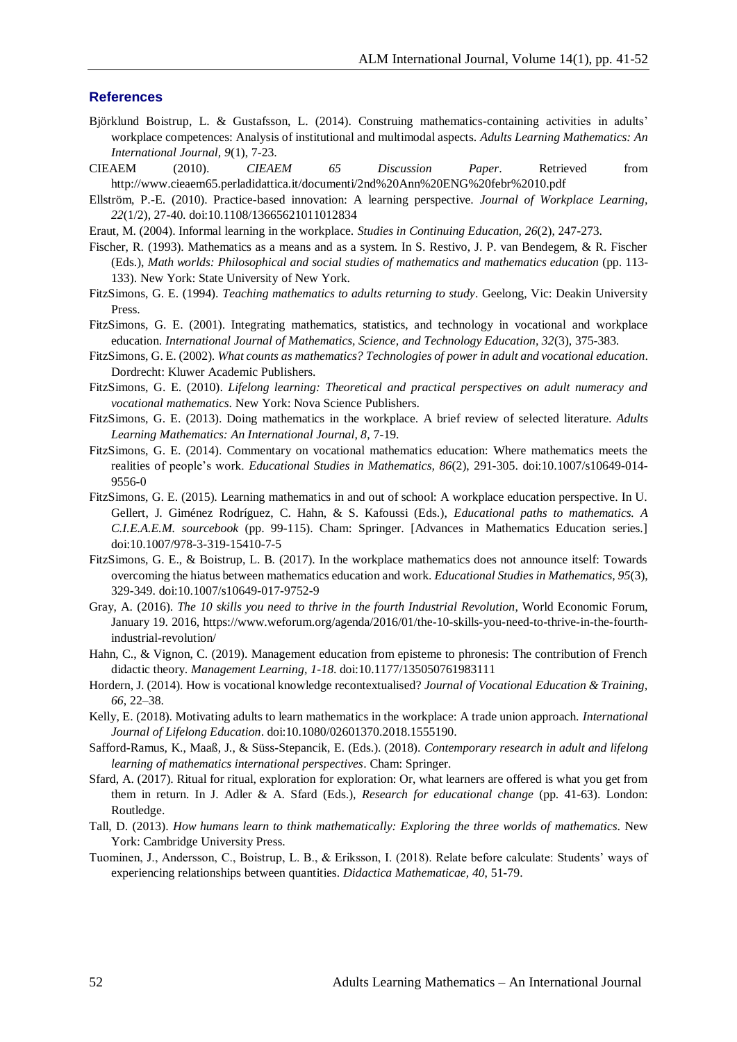## References

Björklund Boistrup, L. & Gustafsson, L. (2014). Construing mathematics-containing activities in adults' workplace competences: Analysis of institutional and multimodal aspects. *Adults Learning Mathematics: An International Journal, 9*(1), 7-23.

CIEAEM (2010). *CIEAEM 65 Discussion Paper*. Retrieved from http://www.cieaem65.perladidattica.it/documenti/2nd%20Ann%20ENG%20febr%2010.pdf

Ellström, P.-E. (2010). Practice-based innovation: A learning perspective. *Journal of Workplace Learning, 22*(1/2), 27-40. doi:10.1108/13665621011012834

Eraut, M. (2004). Informal learning in the workplace. *Studies in Continuing Education, 26*(2), 247-273.

Fischer, R. (1993). Mathematics as a means and as a system. In S. Restivo, J. P. van Bendegem, & R. Fischer (Eds.), *Math worlds: Philosophical and social studies of mathematics and mathematics education* (pp. 113-133). New York: State University of New York.

FitzSimons, G. E. (1994). *Teaching mathematics to adults returning to study*. Geelong, Vic: Deakin University Press.

FitzSimons, G. E. (2001). Integrating mathematics, statistics, and technology in vocational and workplace education. *International Journal of Mathematics, Science, and Technology Education, 32*(3), 375-383.

FitzSimons, G. E. (2002). *What counts as mathematics? Technologies of power in adult and vocational education*. Dordrecht: Kluwer Academic Publishers.

FitzSimons, G. E. (2010). *Lifelong learning: Theoretical and practical perspectives on adult numeracy and vocational mathematics*. New York: Nova Science Publishers.

FitzSimons, G. E. (2013). Doing mathematics in the workplace. A brief review of selected literature. *Adults Learning Mathematics: An International Journal, 8*, 7-19.

FitzSimons, G. E. (2014). Commentary on vocational mathematics education: Where mathematics meets the realities of people's work. *Educational Studies in Mathematics, 86*(2), 291-305. doi:10.1007/s10649-014-9556-0

FitzSimons, G. E. (2015). Learning mathematics in and out of school: A workplace education perspective. In U. Gellert, J. Giménez Rodríguez, C. Hahn, & S. Kafoussi (Eds.), *Educational paths to mathematics. A C.I.E.A.E.M. sourcebook* (pp. 99-115). Cham: Springer. [Advances in Mathematics Education series.] doi:10.1007/978-3-319-15410-7-5

FitzSimons, G. E., & Boistrup, L. B. (2017). In the workplace mathematics does not announce itself: Towards overcoming the hiatus between mathematics education and work. *Educational Studies in Mathematics, 95*(3), 329-349. doi:10.1007/s10649-017-9752-9

Gray, A. (2016). *The 10 skills you need to thrive in the fourth Industrial Revolution*, World Economic Forum, January 19. 2016, https://www.weforum.org/agenda/2016/01/the-10-skills-you-need-to-thrive-in-the-fourth-industrial-revolution/

Hahn, C., & Vignon, C. (2019). Management education from episteme to phronesis: The contribution of French didactic theory. *Management Learning, 1-18*. doi:10.1177/135050761983111

Hordern, J. (2014). How is vocational knowledge recontextualised? *Journal of Vocational Education & Training, 66*, 22–38.

Kelly, E. (2018). Motivating adults to learn mathematics in the workplace: A trade union approach. *International Journal of Lifelong Education*. doi:10.1080/02601370.2018.1555190.

Safford-Ramus, K., Maaß, J., & Süss-Stepancik, E. (Eds.). (2018). *Contemporary research in adult and lifelong learning of mathematics international perspectives*. Cham: Springer.

Sfard, A. (2017). Ritual for ritual, exploration for exploration: Or, what learners are offered is what you get from them in return. In J. Adler & A. Sfard (Eds.), *Research for educational change* (pp. 41-63). London: Routledge.

Tall, D. (2013). *How humans learn to think mathematically: Exploring the three worlds of mathematics*. New York: Cambridge University Press.

Tuominen, J., Andersson, C., Boistrup, L. B., & Eriksson, I. (2018). Relate before calculate: Students' ways of experiencing relationships between quantities. *Didactica Mathematicae, 40*, 51-79.